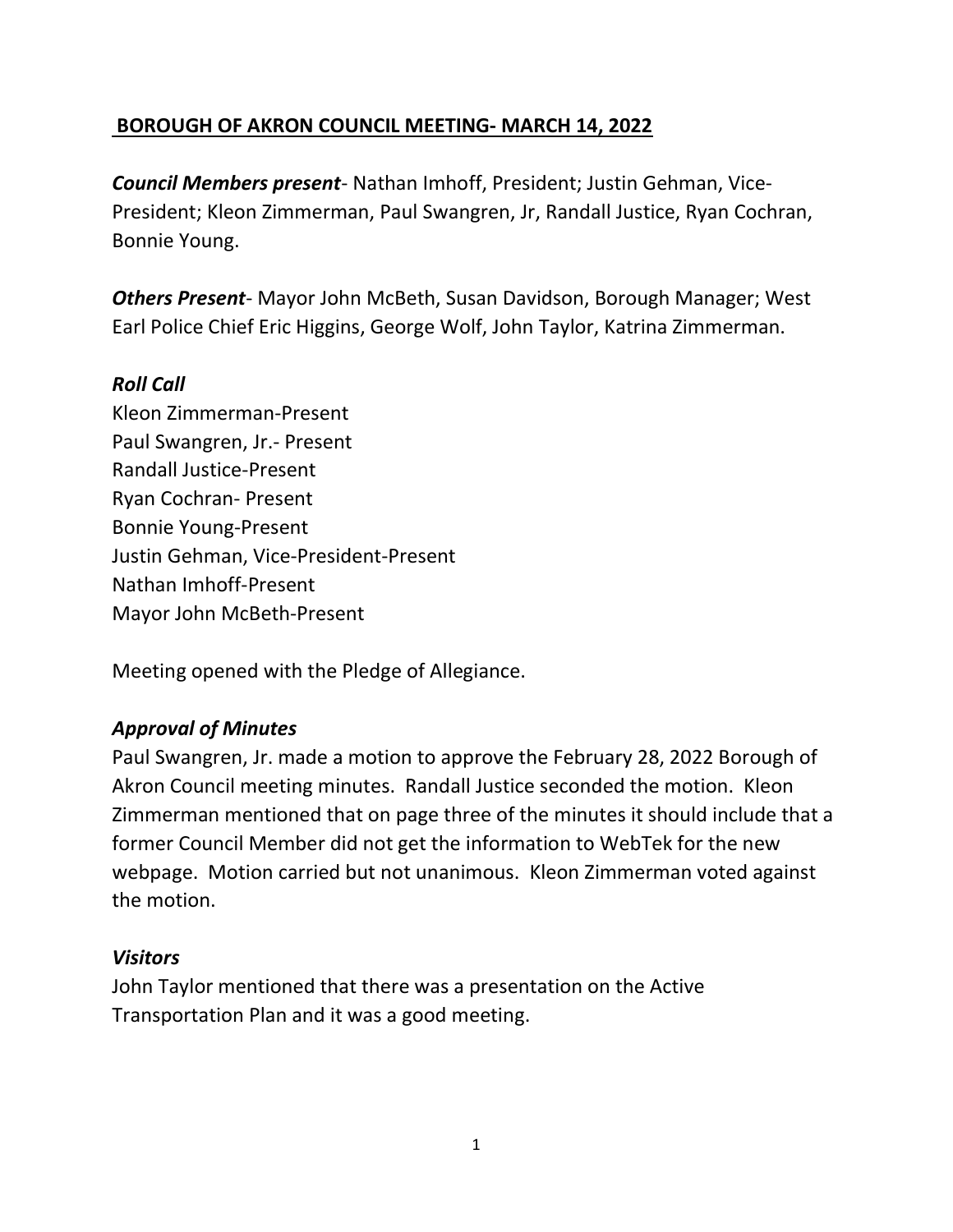# BOROUGH OF AKRON COUNCIL MEETING- MARCH 14, 2022

***Council Members present***- Nathan Imhoff, President; Justin Gehman, Vice-President; Kleon Zimmerman, Paul Swangren, Jr, Randall Justice, Ryan Cochran, Bonnie Young.

***Others Present***- Mayor John McBeth, Susan Davidson, Borough Manager; West Earl Police Chief Eric Higgins, George Wolf, John Taylor, Katrina Zimmerman.

### *Roll Call*

Kleon Zimmerman-Present
Paul Swangren, Jr.- Present
Randall Justice-Present
Ryan Cochran- Present
Bonnie Young-Present
Justin Gehman, Vice-President-Present
Nathan Imhoff-Present
Mayor John McBeth-Present

Meeting opened with the Pledge of Allegiance.

### *Approval of Minutes*

Paul Swangren, Jr. made a motion to approve the February 28, 2022 Borough of Akron Council meeting minutes. Randall Justice seconded the motion. Kleon Zimmerman mentioned that on page three of the minutes it should include that a former Council Member did not get the information to WebTek for the new webpage. Motion carried but not unanimous. Kleon Zimmerman voted against the motion.

### *Visitors*

John Taylor mentioned that there was a presentation on the Active Transportation Plan and it was a good meeting.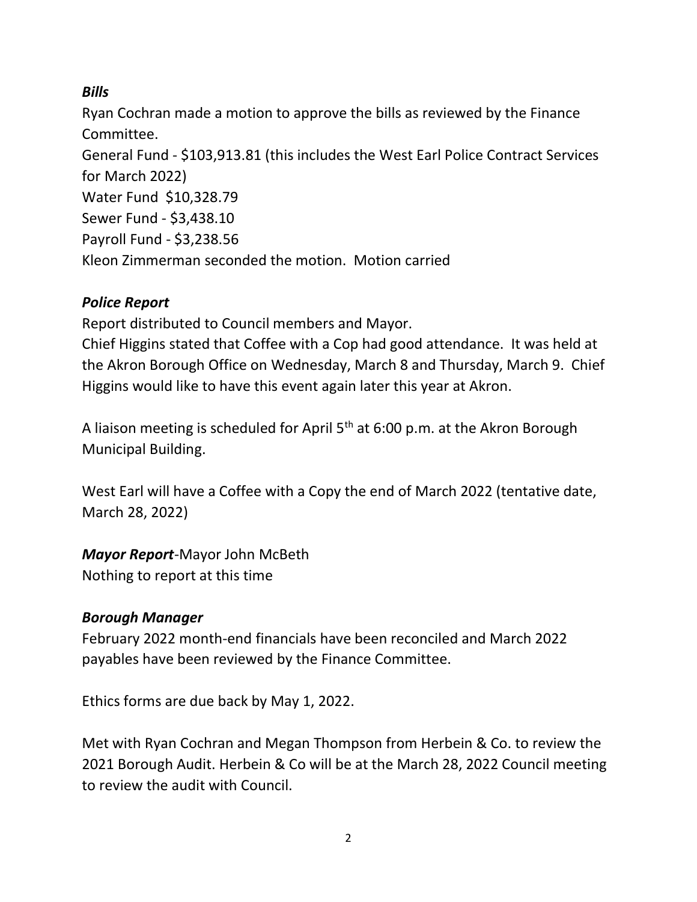### *Bills*

Ryan Cochran made a motion to approve the bills as reviewed by the Finance Committee.
General Fund - $103,913.81 (this includes the West Earl Police Contract Services for March 2022)
Water Fund  $10,328.79
Sewer Fund - $3,438.10
Payroll Fund - $3,238.56
Kleon Zimmerman seconded the motion.  Motion carried

### *Police Report*

Report distributed to Council members and Mayor.
Chief Higgins stated that Coffee with a Cop had good attendance.  It was held at the Akron Borough Office on Wednesday, March 8 and Thursday, March 9.  Chief Higgins would like to have this event again later this year at Akron.

A liaison meeting is scheduled for April 5th at 6:00 p.m. at the Akron Borough Municipal Building.

West Earl will have a Coffee with a Copy the end of March 2022 (tentative date, March 28, 2022)

### *Mayor Report*-Mayor John McBeth

Nothing to report at this time

### *Borough Manager*

February 2022 month-end financials have been reconciled and March 2022 payables have been reviewed by the Finance Committee.

Ethics forms are due back by May 1, 2022.

Met with Ryan Cochran and Megan Thompson from Herbein & Co. to review the 2021 Borough Audit. Herbein & Co will be at the March 28, 2022 Council meeting to review the audit with Council.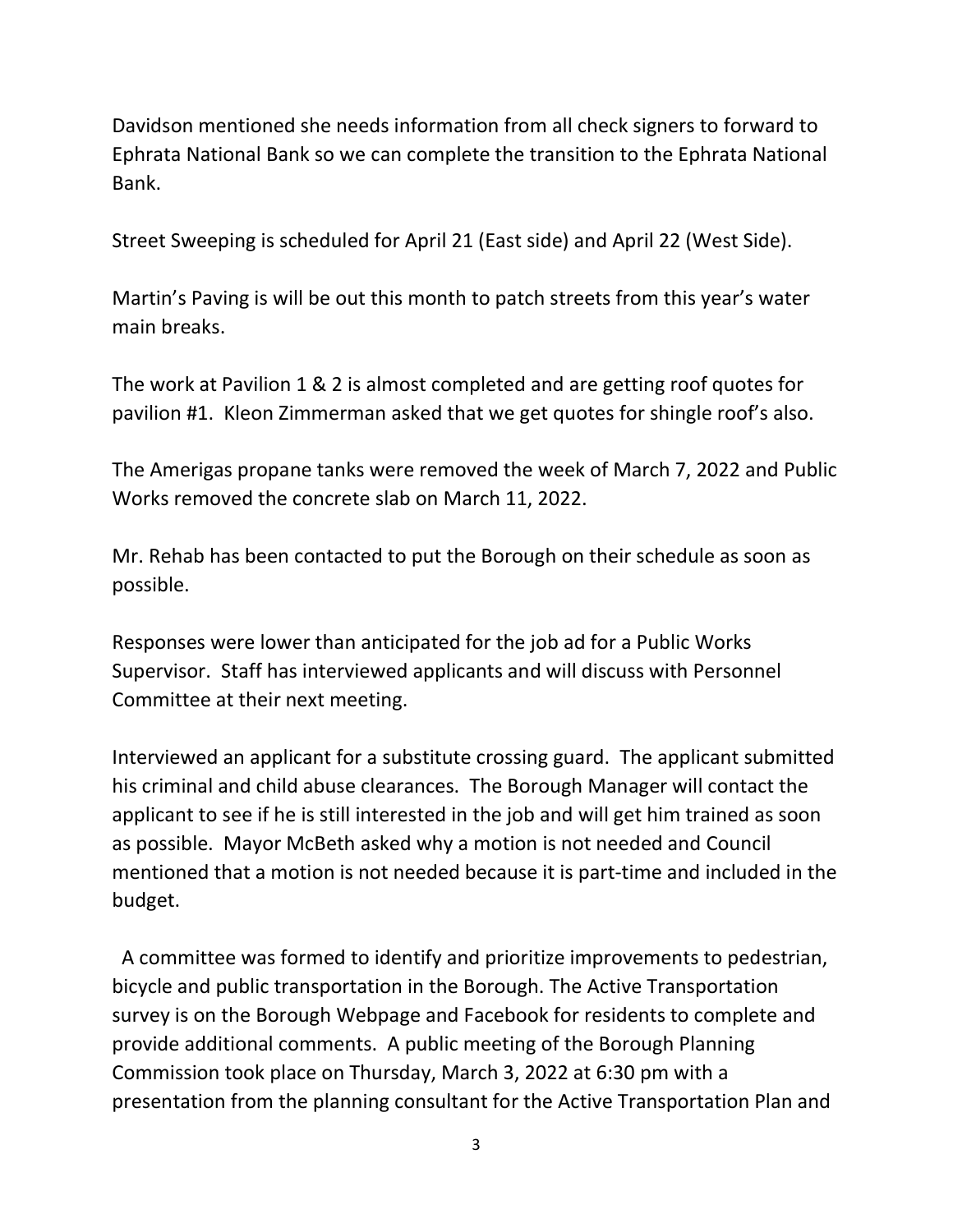Davidson mentioned she needs information from all check signers to forward to Ephrata National Bank so we can complete the transition to the Ephrata National Bank.

Street Sweeping is scheduled for April 21 (East side) and April 22 (West Side).

Martin's Paving is will be out this month to patch streets from this year's water main breaks.

The work at Pavilion 1 & 2 is almost completed and are getting roof quotes for pavilion #1. Kleon Zimmerman asked that we get quotes for shingle roof's also.

The Amerigas propane tanks were removed the week of March 7, 2022 and Public Works removed the concrete slab on March 11, 2022.

Mr. Rehab has been contacted to put the Borough on their schedule as soon as possible.

Responses were lower than anticipated for the job ad for a Public Works Supervisor. Staff has interviewed applicants and will discuss with Personnel Committee at their next meeting.

Interviewed an applicant for a substitute crossing guard. The applicant submitted his criminal and child abuse clearances. The Borough Manager will contact the applicant to see if he is still interested in the job and will get him trained as soon as possible. Mayor McBeth asked why a motion is not needed and Council mentioned that a motion is not needed because it is part-time and included in the budget.

A committee was formed to identify and prioritize improvements to pedestrian, bicycle and public transportation in the Borough. The Active Transportation survey is on the Borough Webpage and Facebook for residents to complete and provide additional comments. A public meeting of the Borough Planning Commission took place on Thursday, March 3, 2022 at 6:30 pm with a presentation from the planning consultant for the Active Transportation Plan and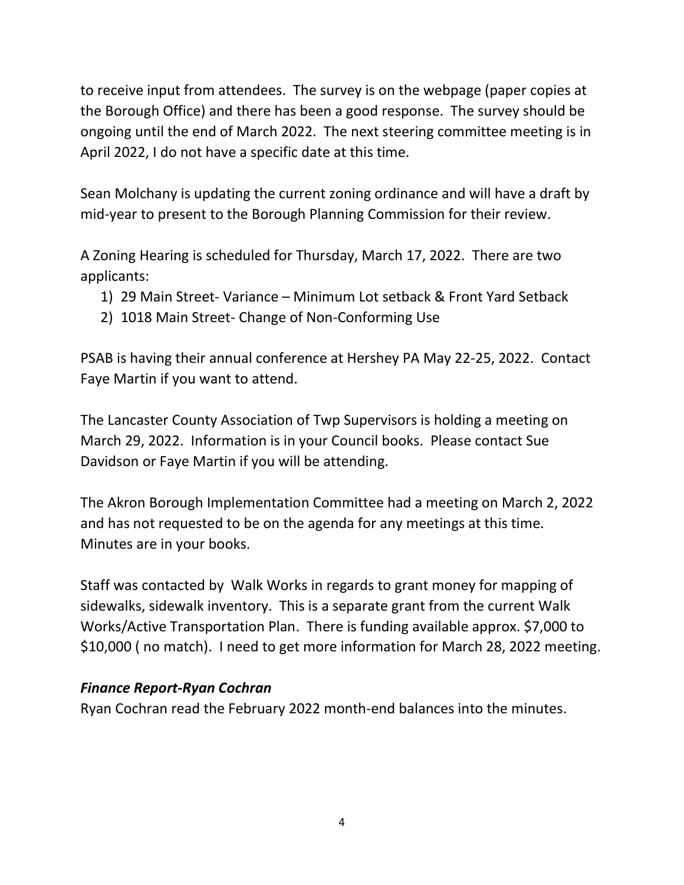to receive input from attendees. The survey is on the webpage (paper copies at the Borough Office) and there has been a good response. The survey should be ongoing until the end of March 2022. The next steering committee meeting is in April 2022, I do not have a specific date at this time.

Sean Molchany is updating the current zoning ordinance and will have a draft by mid-year to present to the Borough Planning Commission for their review.

A Zoning Hearing is scheduled for Thursday, March 17, 2022. There are two applicants:

1) 29 Main Street- Variance – Minimum Lot setback & Front Yard Setback
2) 1018 Main Street- Change of Non-Conforming Use

PSAB is having their annual conference at Hershey PA May 22-25, 2022. Contact Faye Martin if you want to attend.

The Lancaster County Association of Twp Supervisors is holding a meeting on March 29, 2022. Information is in your Council books. Please contact Sue Davidson or Faye Martin if you will be attending.

The Akron Borough Implementation Committee had a meeting on March 2, 2022 and has not requested to be on the agenda for any meetings at this time. Minutes are in your books.

Staff was contacted by Walk Works in regards to grant money for mapping of sidewalks, sidewalk inventory. This is a separate grant from the current Walk Works/Active Transportation Plan. There is funding available approx. $7,000 to $10,000 ( no match). I need to get more information for March 28, 2022 meeting.

### ***Finance Report-Ryan Cochran***

Ryan Cochran read the February 2022 month-end balances into the minutes.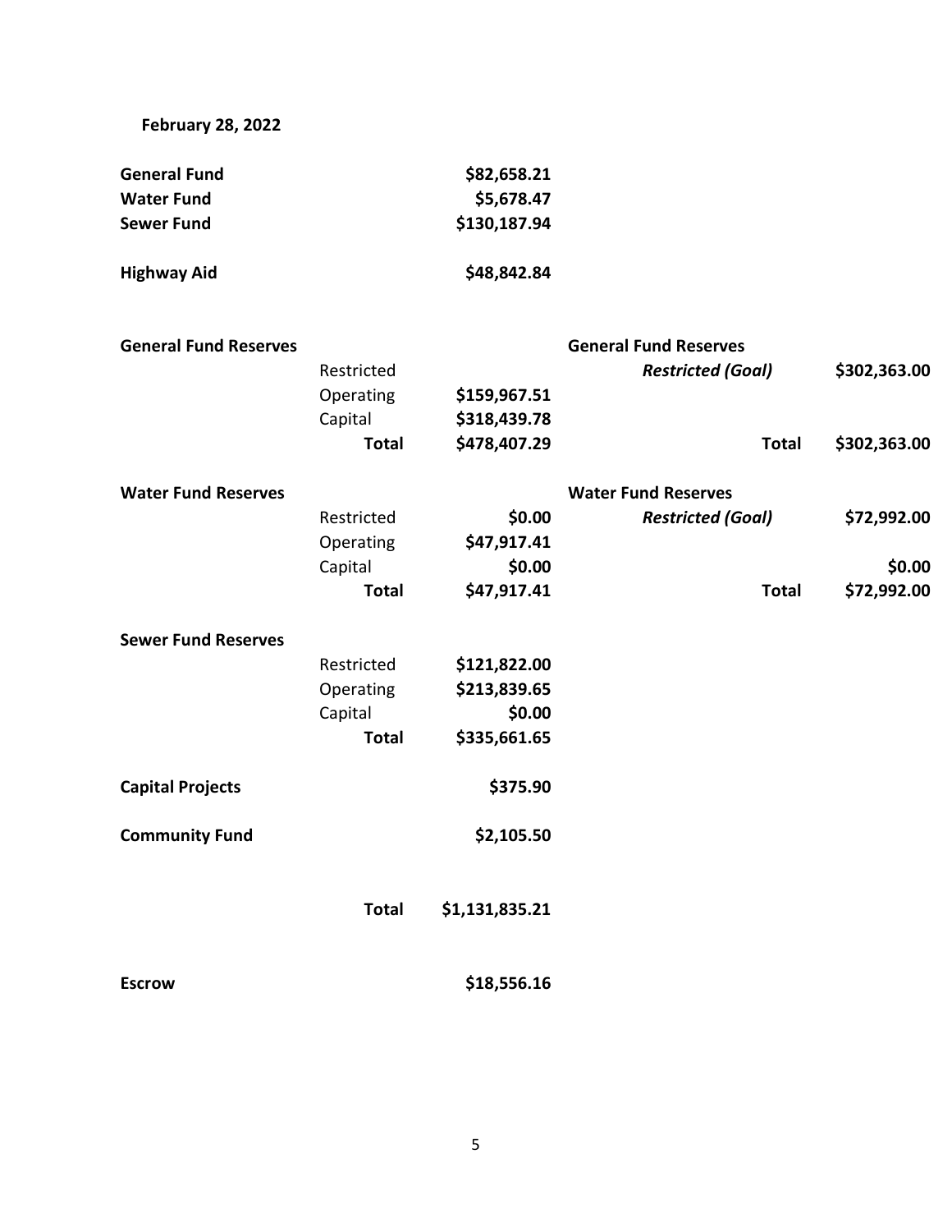**February 28, 2022**

| | | |
|---|---|---|
| **General Fund** | | **$82,658.21** |
| **Water Fund** | | **$5,678.47** |
| **Sewer Fund** | | **$130,187.94** |
| | | |
| **Highway Aid** | | **$48,842.84** |

| | | | | |
|---|---|---|---|---|
| **General Fund Reserves** | | | **General Fund Reserves** | |
| | Restricted | | ***Restricted (Goal)*** | **$302,363.00** |
| | Operating | **$159,967.51** | | |
| | Capital | **$318,439.78** | | |
| | **Total** | **$478,407.29** | **Total** | **$302,363.00** |
| **Water Fund Reserves** | | | **Water Fund Reserves** | |
| | Restricted | **$0.00** | ***Restricted (Goal)*** | **$72,992.00** |
| | Operating | **$47,917.41** | | |
| | Capital | **$0.00** | | **$0.00** |
| | **Total** | **$47,917.41** | **Total** | **$72,992.00** |
| **Sewer Fund Reserves** | | | | |
| | Restricted | **$121,822.00** | | |
| | Operating | **$213,839.65** | | |
| | Capital | **$0.00** | | |
| | **Total** | **$335,661.65** | | |
| **Capital Projects** | | **$375.90** | | |
| **Community Fund** | | **$2,105.50** | | |
| | **Total** | **$1,131,835.21** | | |
| **Escrow** | | **$18,556.16** | | |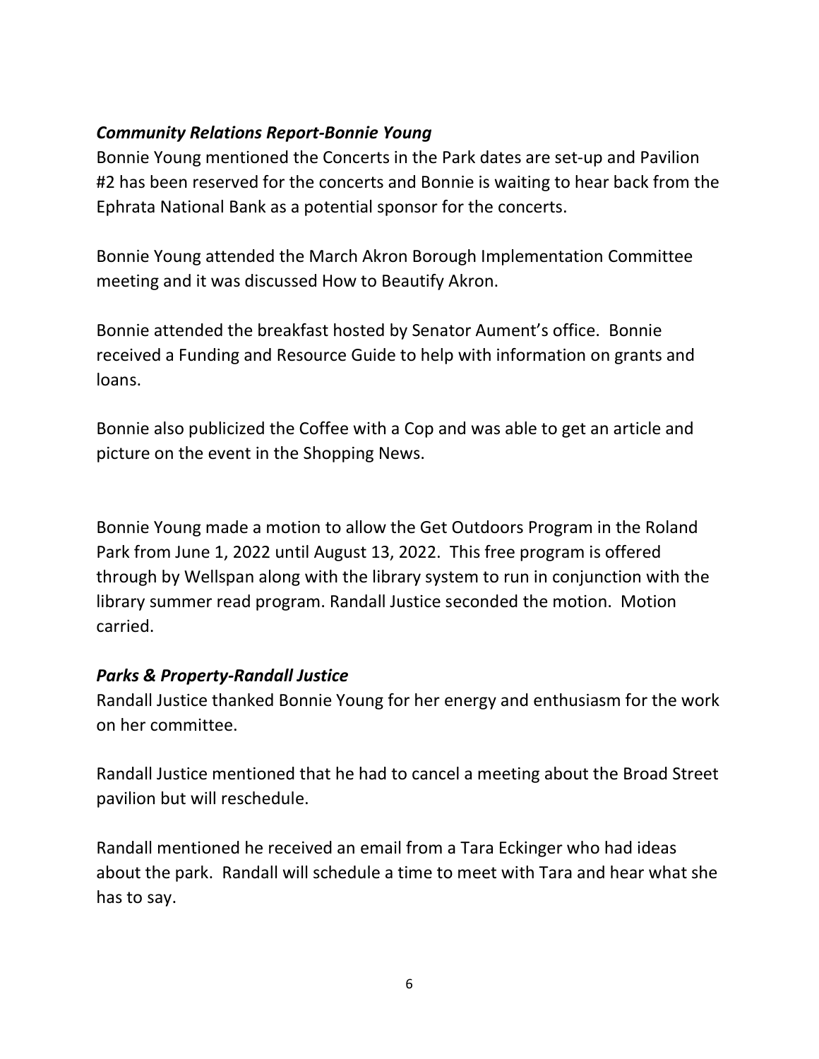***Community Relations Report-Bonnie Young***

Bonnie Young mentioned the Concerts in the Park dates are set-up and Pavilion #2 has been reserved for the concerts and Bonnie is waiting to hear back from the Ephrata National Bank as a potential sponsor for the concerts.

Bonnie Young attended the March Akron Borough Implementation Committee meeting and it was discussed How to Beautify Akron.

Bonnie attended the breakfast hosted by Senator Aument's office. Bonnie received a Funding and Resource Guide to help with information on grants and loans.

Bonnie also publicized the Coffee with a Cop and was able to get an article and picture on the event in the Shopping News.

Bonnie Young made a motion to allow the Get Outdoors Program in the Roland Park from June 1, 2022 until August 13, 2022. This free program is offered through by Wellspan along with the library system to run in conjunction with the library summer read program. Randall Justice seconded the motion. Motion carried.

***Parks & Property-Randall Justice***

Randall Justice thanked Bonnie Young for her energy and enthusiasm for the work on her committee.

Randall Justice mentioned that he had to cancel a meeting about the Broad Street pavilion but will reschedule.

Randall mentioned he received an email from a Tara Eckinger who had ideas about the park. Randall will schedule a time to meet with Tara and hear what she has to say.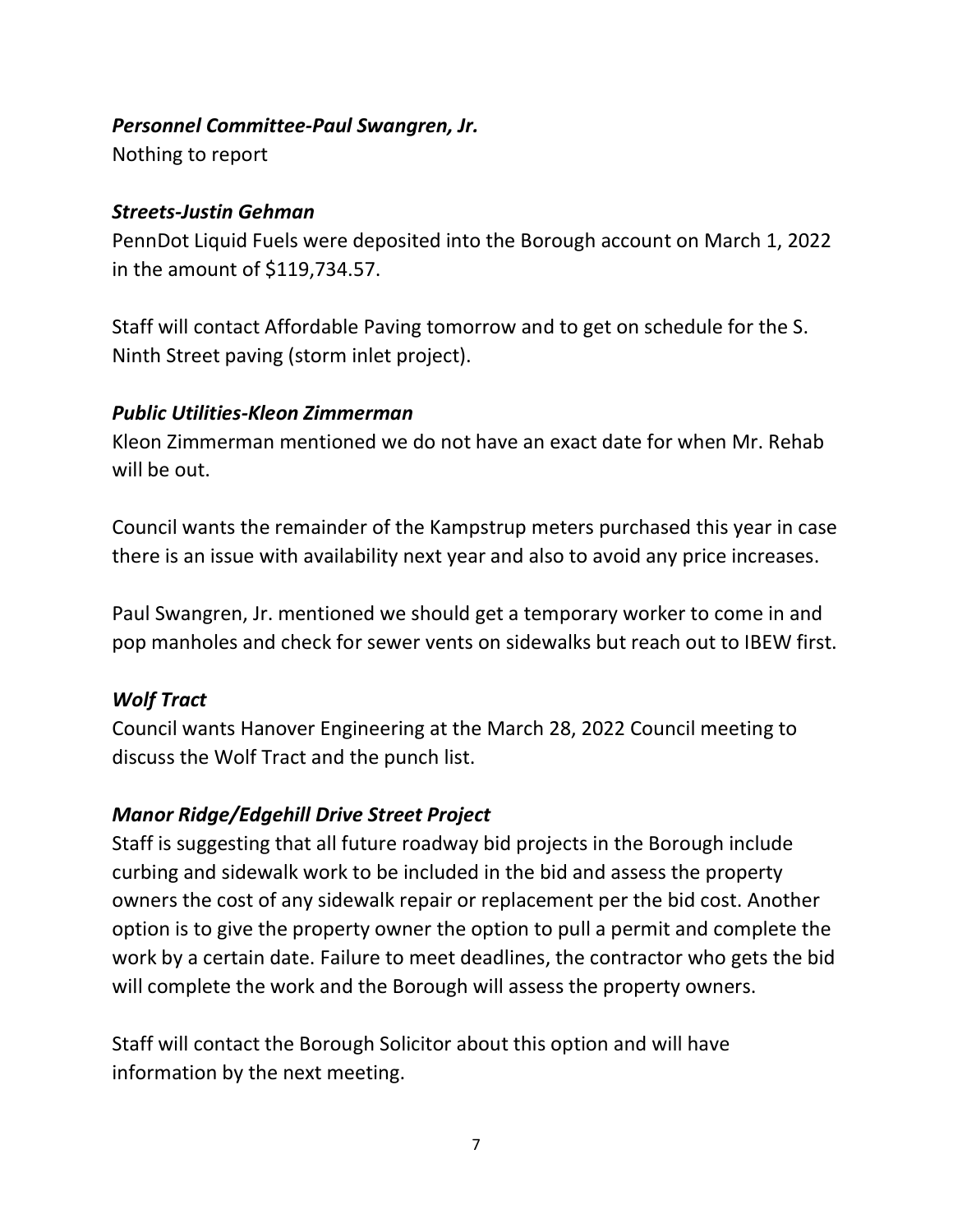***Personnel Committee-Paul Swangren, Jr.***

Nothing to report

***Streets-Justin Gehman***

PennDot Liquid Fuels were deposited into the Borough account on March 1, 2022 in the amount of $119,734.57.

Staff will contact Affordable Paving tomorrow and to get on schedule for the S. Ninth Street paving (storm inlet project).

***Public Utilities-Kleon Zimmerman***

Kleon Zimmerman mentioned we do not have an exact date for when Mr. Rehab will be out.

Council wants the remainder of the Kampstrup meters purchased this year in case there is an issue with availability next year and also to avoid any price increases.

Paul Swangren, Jr. mentioned we should get a temporary worker to come in and pop manholes and check for sewer vents on sidewalks but reach out to IBEW first.

***Wolf Tract***

Council wants Hanover Engineering at the March 28, 2022 Council meeting to discuss the Wolf Tract and the punch list.

***Manor Ridge/Edgehill Drive Street Project***

Staff is suggesting that all future roadway bid projects in the Borough include curbing and sidewalk work to be included in the bid and assess the property owners the cost of any sidewalk repair or replacement per the bid cost. Another option is to give the property owner the option to pull a permit and complete the work by a certain date. Failure to meet deadlines, the contractor who gets the bid will complete the work and the Borough will assess the property owners.

Staff will contact the Borough Solicitor about this option and will have information by the next meeting.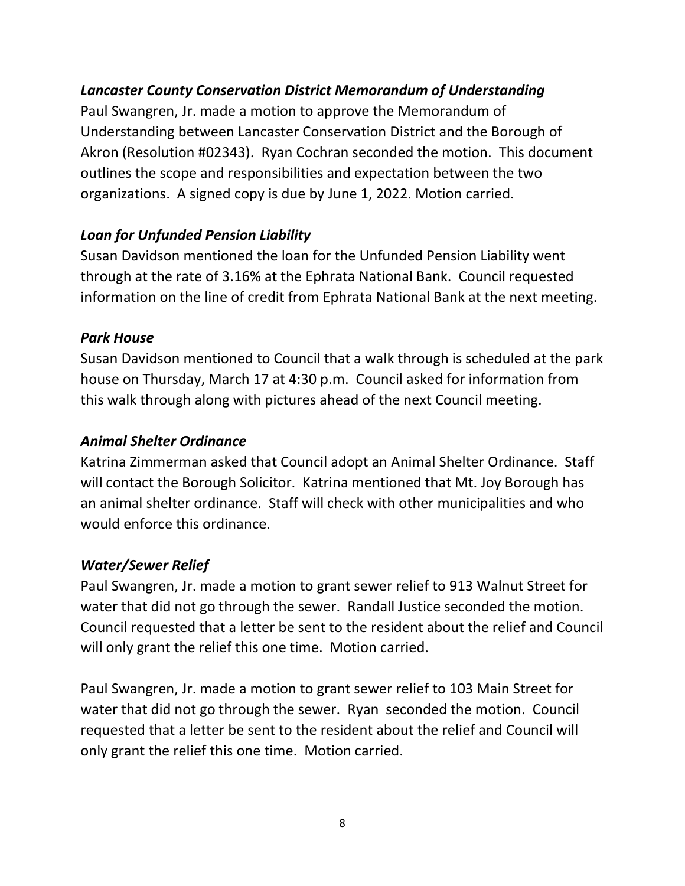### *Lancaster County Conservation District Memorandum of Understanding*

Paul Swangren, Jr. made a motion to approve the Memorandum of Understanding between Lancaster Conservation District and the Borough of Akron (Resolution #02343). Ryan Cochran seconded the motion. This document outlines the scope and responsibilities and expectation between the two organizations. A signed copy is due by June 1, 2022. Motion carried.

### *Loan for Unfunded Pension Liability*

Susan Davidson mentioned the loan for the Unfunded Pension Liability went through at the rate of 3.16% at the Ephrata National Bank. Council requested information on the line of credit from Ephrata National Bank at the next meeting.

### *Park House*

Susan Davidson mentioned to Council that a walk through is scheduled at the park house on Thursday, March 17 at 4:30 p.m. Council asked for information from this walk through along with pictures ahead of the next Council meeting.

### *Animal Shelter Ordinance*

Katrina Zimmerman asked that Council adopt an Animal Shelter Ordinance. Staff will contact the Borough Solicitor. Katrina mentioned that Mt. Joy Borough has an animal shelter ordinance. Staff will check with other municipalities and who would enforce this ordinance.

### *Water/Sewer Relief*

Paul Swangren, Jr. made a motion to grant sewer relief to 913 Walnut Street for water that did not go through the sewer. Randall Justice seconded the motion. Council requested that a letter be sent to the resident about the relief and Council will only grant the relief this one time. Motion carried.

Paul Swangren, Jr. made a motion to grant sewer relief to 103 Main Street for water that did not go through the sewer. Ryan seconded the motion. Council requested that a letter be sent to the resident about the relief and Council will only grant the relief this one time. Motion carried.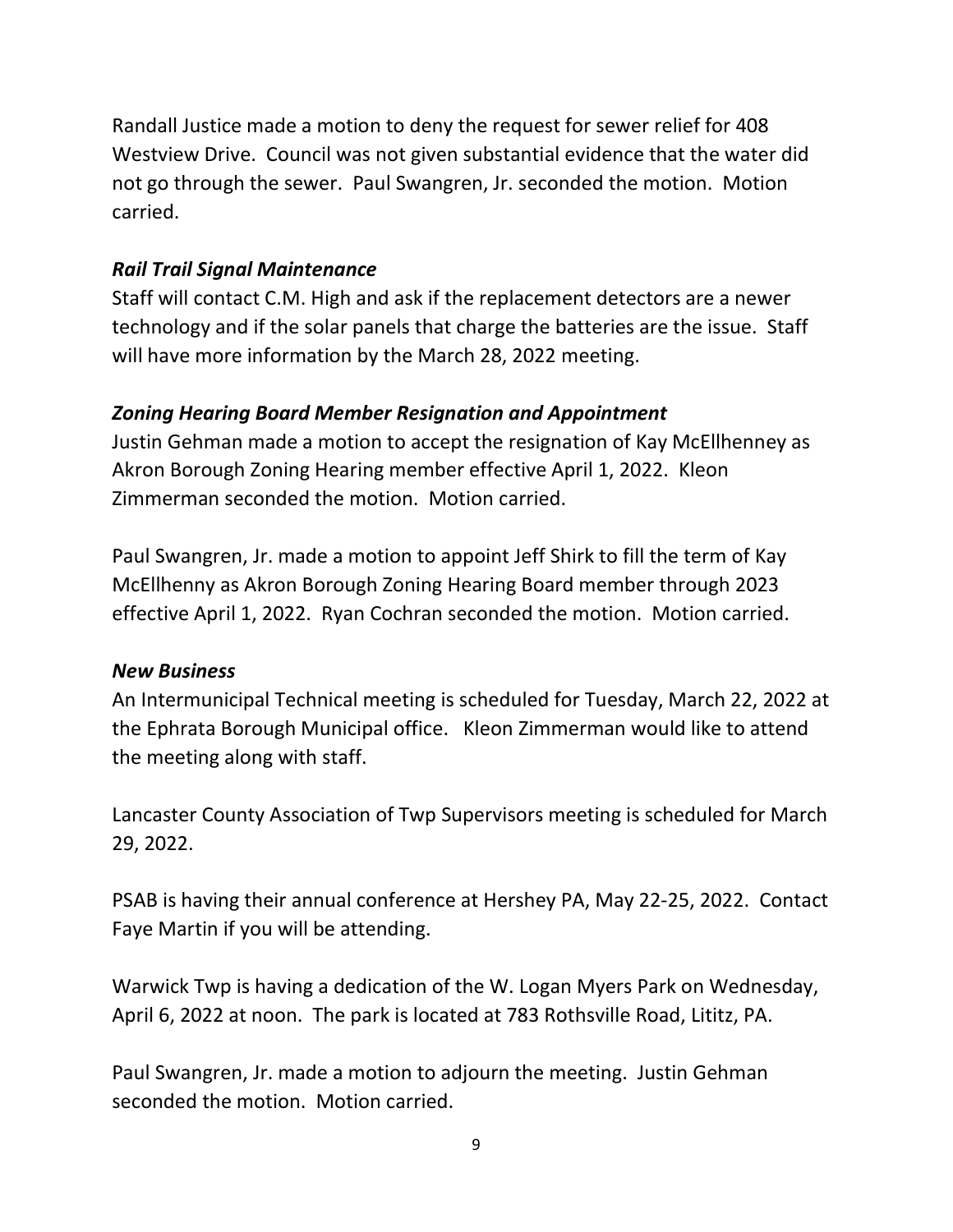Randall Justice made a motion to deny the request for sewer relief for 408 Westview Drive. Council was not given substantial evidence that the water did not go through the sewer. Paul Swangren, Jr. seconded the motion. Motion carried.

### *Rail Trail Signal Maintenance*

Staff will contact C.M. High and ask if the replacement detectors are a newer technology and if the solar panels that charge the batteries are the issue. Staff will have more information by the March 28, 2022 meeting.

### *Zoning Hearing Board Member Resignation and Appointment*

Justin Gehman made a motion to accept the resignation of Kay McEllhenney as Akron Borough Zoning Hearing member effective April 1, 2022. Kleon Zimmerman seconded the motion. Motion carried.

Paul Swangren, Jr. made a motion to appoint Jeff Shirk to fill the term of Kay McEllhenny as Akron Borough Zoning Hearing Board member through 2023 effective April 1, 2022. Ryan Cochran seconded the motion. Motion carried.

### *New Business*

An Intermunicipal Technical meeting is scheduled for Tuesday, March 22, 2022 at the Ephrata Borough Municipal office. Kleon Zimmerman would like to attend the meeting along with staff.

Lancaster County Association of Twp Supervisors meeting is scheduled for March 29, 2022.

PSAB is having their annual conference at Hershey PA, May 22-25, 2022. Contact Faye Martin if you will be attending.

Warwick Twp is having a dedication of the W. Logan Myers Park on Wednesday, April 6, 2022 at noon. The park is located at 783 Rothsville Road, Lititz, PA.

Paul Swangren, Jr. made a motion to adjourn the meeting. Justin Gehman seconded the motion. Motion carried.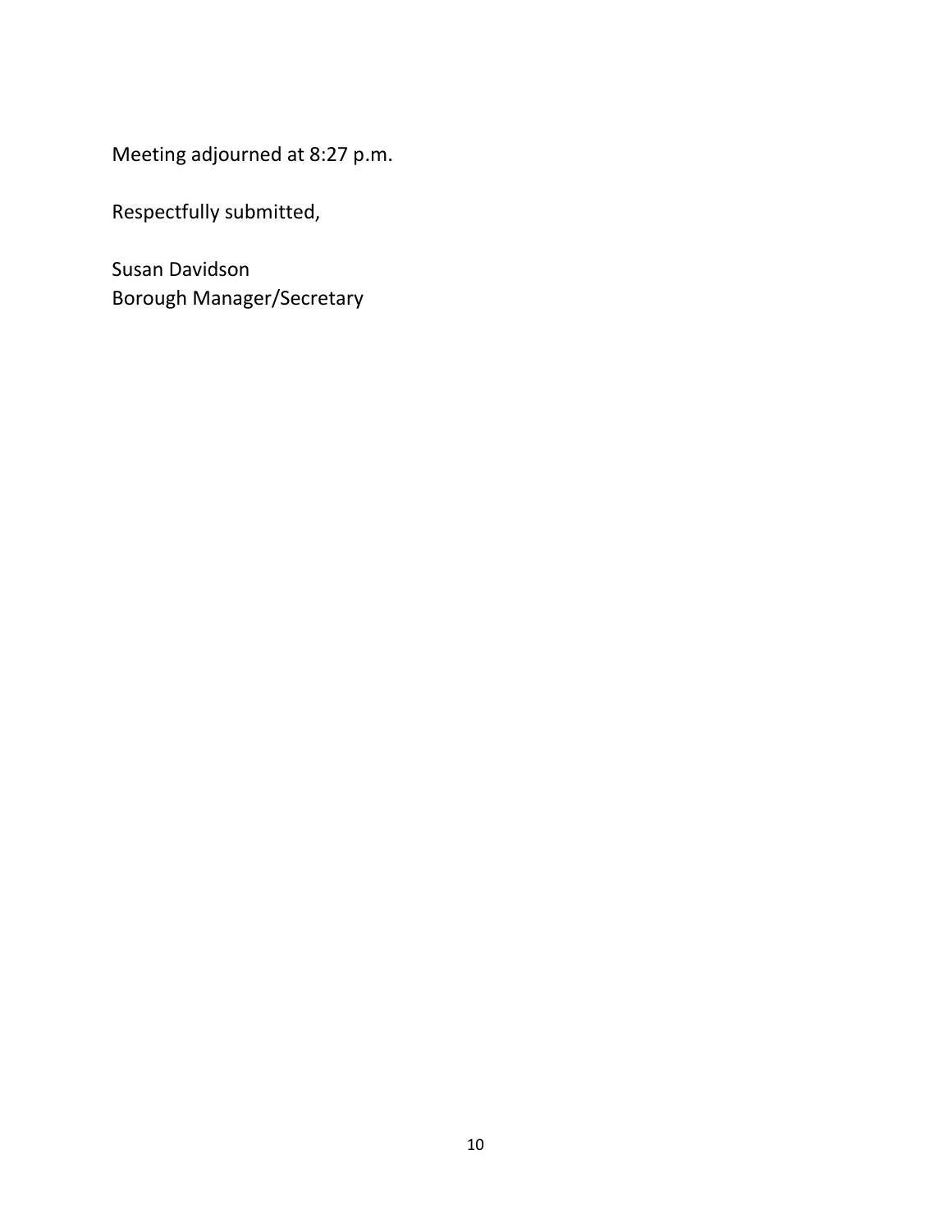Meeting adjourned at 8:27 p.m.

Respectfully submitted,

Susan Davidson
Borough Manager/Secretary